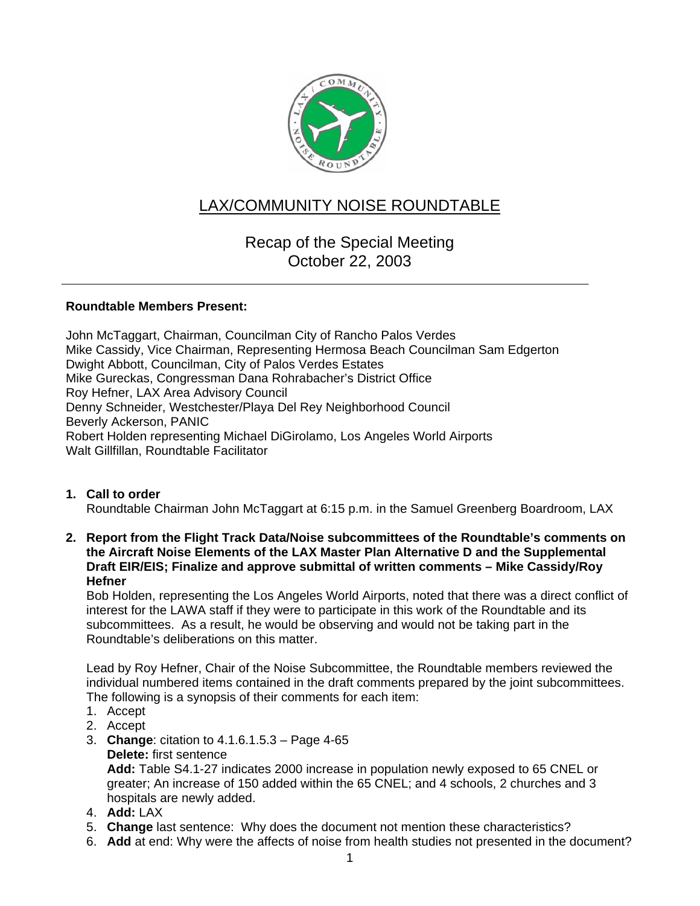# LAX/COMMUNITY NOISE ROUNDTABLE

## Recap of the Special Meeting
## October 22, 2003

---

**Roundtable Members Present:**

John McTaggart, Chairman, Councilman City of Rancho Palos Verdes
Mike Cassidy, Vice Chairman, Representing Hermosa Beach Councilman Sam Edgerton
Dwight Abbott, Councilman, City of Palos Verdes Estates
Mike Gureckas, Congressman Dana Rohrabacher's District Office
Roy Hefner, LAX Area Advisory Council
Denny Schneider, Westchester/Playa Del Rey Neighborhood Council
Beverly Ackerson, PANIC
Robert Holden representing Michael DiGirolamo, Los Angeles World Airports
Walt Gillfillan, Roundtable Facilitator

1. **Call to order**
   Roundtable Chairman John McTaggart at 6:15 p.m. in the Samuel Greenberg Boardroom, LAX

2. **Report from the Flight Track Data/Noise subcommittees of the Roundtable's comments on the Aircraft Noise Elements of the LAX Master Plan Alternative D and the Supplemental Draft EIR/EIS; Finalize and approve submittal of written comments – Mike Cassidy/Roy Hefner**
   Bob Holden, representing the Los Angeles World Airports, noted that there was a direct conflict of interest for the LAWA staff if they were to participate in this work of the Roundtable and its subcommittees. As a result, he would be observing and would not be taking part in the Roundtable's deliberations on this matter.

   Lead by Roy Hefner, Chair of the Noise Subcommittee, the Roundtable members reviewed the individual numbered items contained in the draft comments prepared by the joint subcommittees. The following is a synopsis of their comments for each item:
   1. Accept
   2. Accept
   3. **Change**: citation to 4.1.6.1.5.3 – Page 4-65
      **Delete:** first sentence
      **Add:** Table S4.1-27 indicates 2000 increase in population newly exposed to 65 CNEL or greater; An increase of 150 added within the 65 CNEL; and 4 schools, 2 churches and 3 hospitals are newly added.
   4. **Add:** LAX
   5. **Change** last sentence: Why does the document not mention these characteristics?
   6. **Add** at end: Why were the affects of noise from health studies not presented in the document?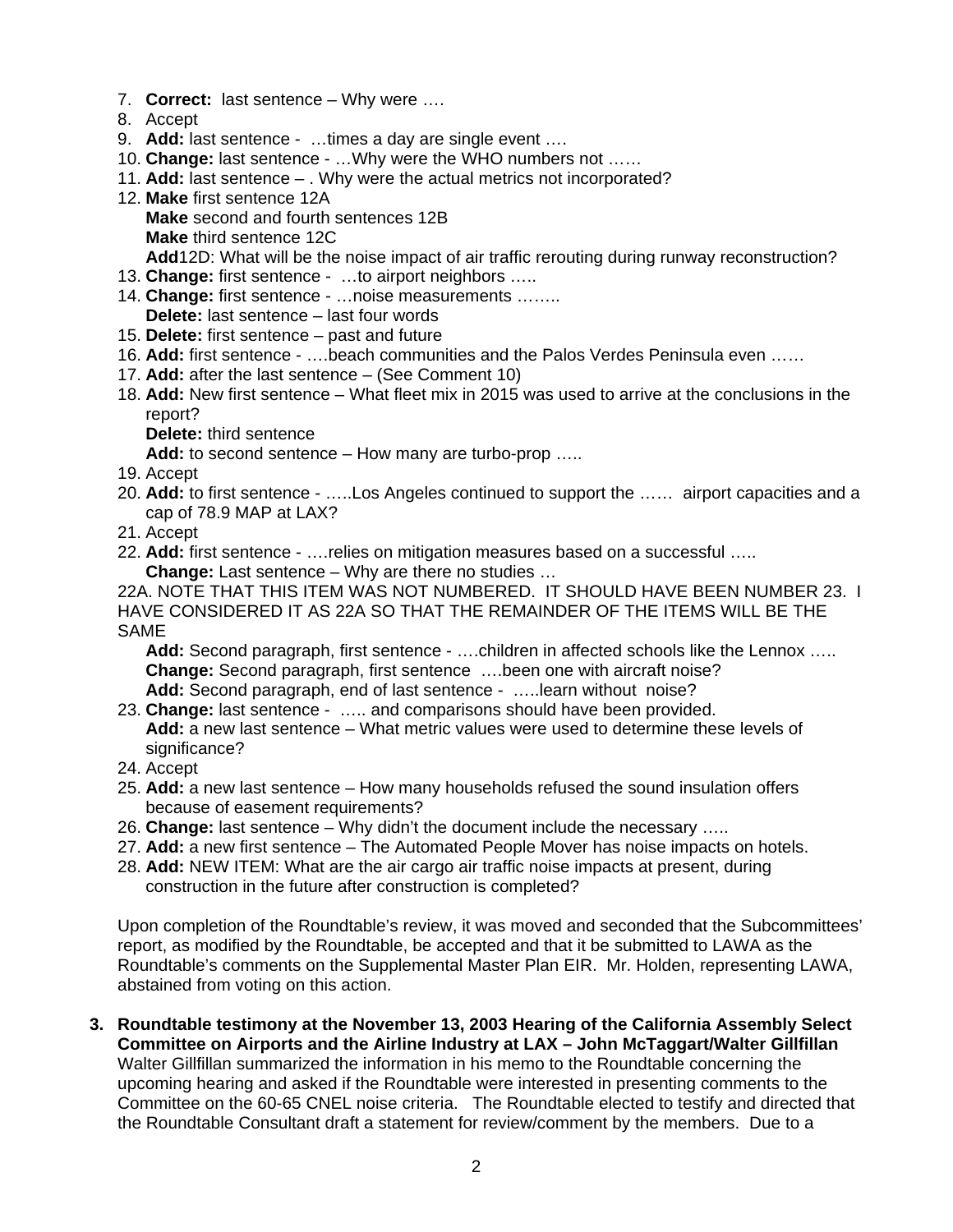7. **Correct:** last sentence – Why were ….
8. Accept
9. **Add:** last sentence - …times a day are single event ….
10. **Change:** last sentence - …Why were the WHO numbers not ……
11. **Add:** last sentence – . Why were the actual metrics not incorporated?
12. **Make** first sentence 12A
    **Make** second and fourth sentences 12B
    **Make** third sentence 12C
    **Add**12D: What will be the noise impact of air traffic rerouting during runway reconstruction?
13. **Change:** first sentence - …to airport neighbors …..
14. **Change:** first sentence - …noise measurements ……..
    **Delete:** last sentence – last four words
15. **Delete:** first sentence – past and future
16. **Add:** first sentence - ….beach communities and the Palos Verdes Peninsula even ……
17. **Add:** after the last sentence – (See Comment 10)
18. **Add:** New first sentence – What fleet mix in 2015 was used to arrive at the conclusions in the report?
    **Delete:** third sentence
    **Add:** to second sentence – How many are turbo-prop …..
19. Accept
20. **Add:** to first sentence - …..Los Angeles continued to support the …… airport capacities and a cap of 78.9 MAP at LAX?
21. Accept
22. **Add:** first sentence - ….relies on mitigation measures based on a successful …..
    **Change:** Last sentence – Why are there no studies …

22A. NOTE THAT THIS ITEM WAS NOT NUMBERED. IT SHOULD HAVE BEEN NUMBER 23. I HAVE CONSIDERED IT AS 22A SO THAT THE REMAINDER OF THE ITEMS WILL BE THE SAME

   **Add:** Second paragraph, first sentence - ….children in affected schools like the Lennox …..
   **Change:** Second paragraph, first sentence ….been one with aircraft noise?
   **Add:** Second paragraph, end of last sentence - …..learn without noise?

23. **Change:** last sentence - ….. and comparisons should have been provided.
    **Add:** a new last sentence – What metric values were used to determine these levels of significance?
24. Accept
25. **Add:** a new last sentence – How many households refused the sound insulation offers because of easement requirements?
26. **Change:** last sentence – Why didn't the document include the necessary …..
27. **Add:** a new first sentence – The Automated People Mover has noise impacts on hotels.
28. **Add:** NEW ITEM: What are the air cargo air traffic noise impacts at present, during construction in the future after construction is completed?

Upon completion of the Roundtable's review, it was moved and seconded that the Subcommittees' report, as modified by the Roundtable, be accepted and that it be submitted to LAWA as the Roundtable's comments on the Supplemental Master Plan EIR. Mr. Holden, representing LAWA, abstained from voting on this action.

3. **Roundtable testimony at the November 13, 2003 Hearing of the California Assembly Select Committee on Airports and the Airline Industry at LAX – John McTaggart/Walter Gillfillan**
   Walter Gillfillan summarized the information in his memo to the Roundtable concerning the upcoming hearing and asked if the Roundtable were interested in presenting comments to the Committee on the 60-65 CNEL noise criteria. The Roundtable elected to testify and directed that the Roundtable Consultant draft a statement for review/comment by the members. Due to a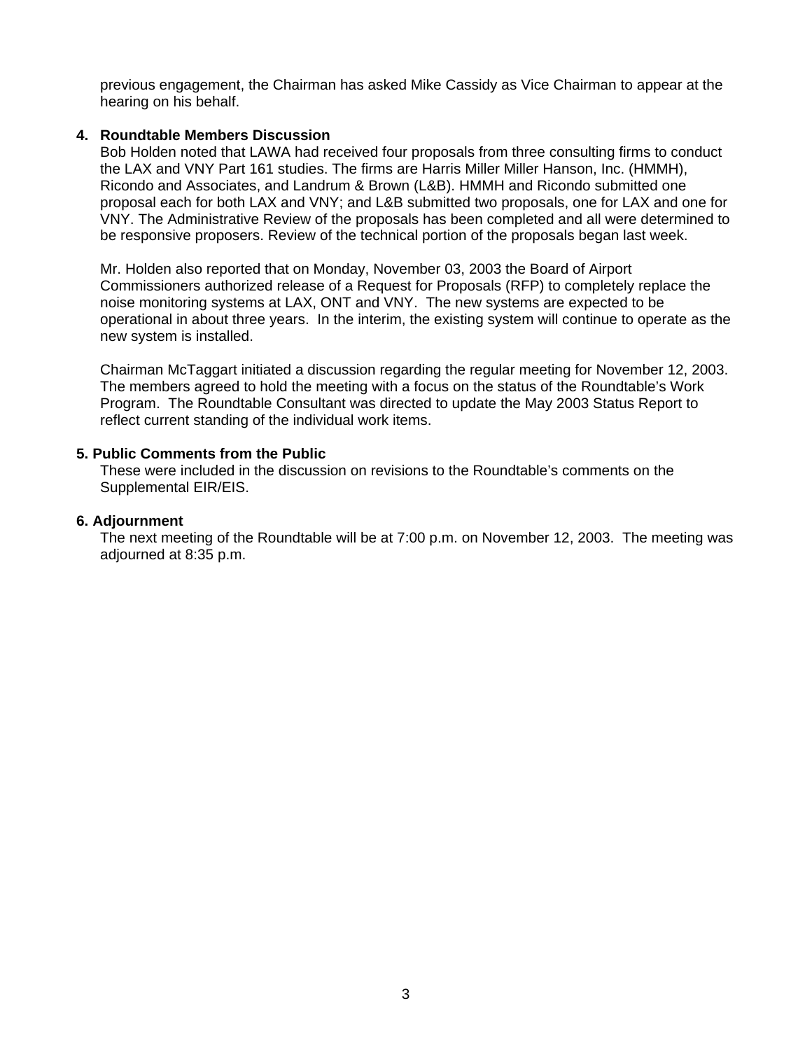previous engagement, the Chairman has asked Mike Cassidy as Vice Chairman to appear at the hearing on his behalf.

**4. Roundtable Members Discussion**

Bob Holden noted that LAWA had received four proposals from three consulting firms to conduct the LAX and VNY Part 161 studies. The firms are Harris Miller Miller Hanson, Inc. (HMMH), Ricondo and Associates, and Landrum & Brown (L&B). HMMH and Ricondo submitted one proposal each for both LAX and VNY; and L&B submitted two proposals, one for LAX and one for VNY. The Administrative Review of the proposals has been completed and all were determined to be responsive proposers. Review of the technical portion of the proposals began last week.

Mr. Holden also reported that on Monday, November 03, 2003 the Board of Airport Commissioners authorized release of a Request for Proposals (RFP) to completely replace the noise monitoring systems at LAX, ONT and VNY. The new systems are expected to be operational in about three years. In the interim, the existing system will continue to operate as the new system is installed.

Chairman McTaggart initiated a discussion regarding the regular meeting for November 12, 2003. The members agreed to hold the meeting with a focus on the status of the Roundtable's Work Program. The Roundtable Consultant was directed to update the May 2003 Status Report to reflect current standing of the individual work items.

**5. Public Comments from the Public**

These were included in the discussion on revisions to the Roundtable's comments on the Supplemental EIR/EIS.

**6. Adjournment**

The next meeting of the Roundtable will be at 7:00 p.m. on November 12, 2003. The meeting was adjourned at 8:35 p.m.